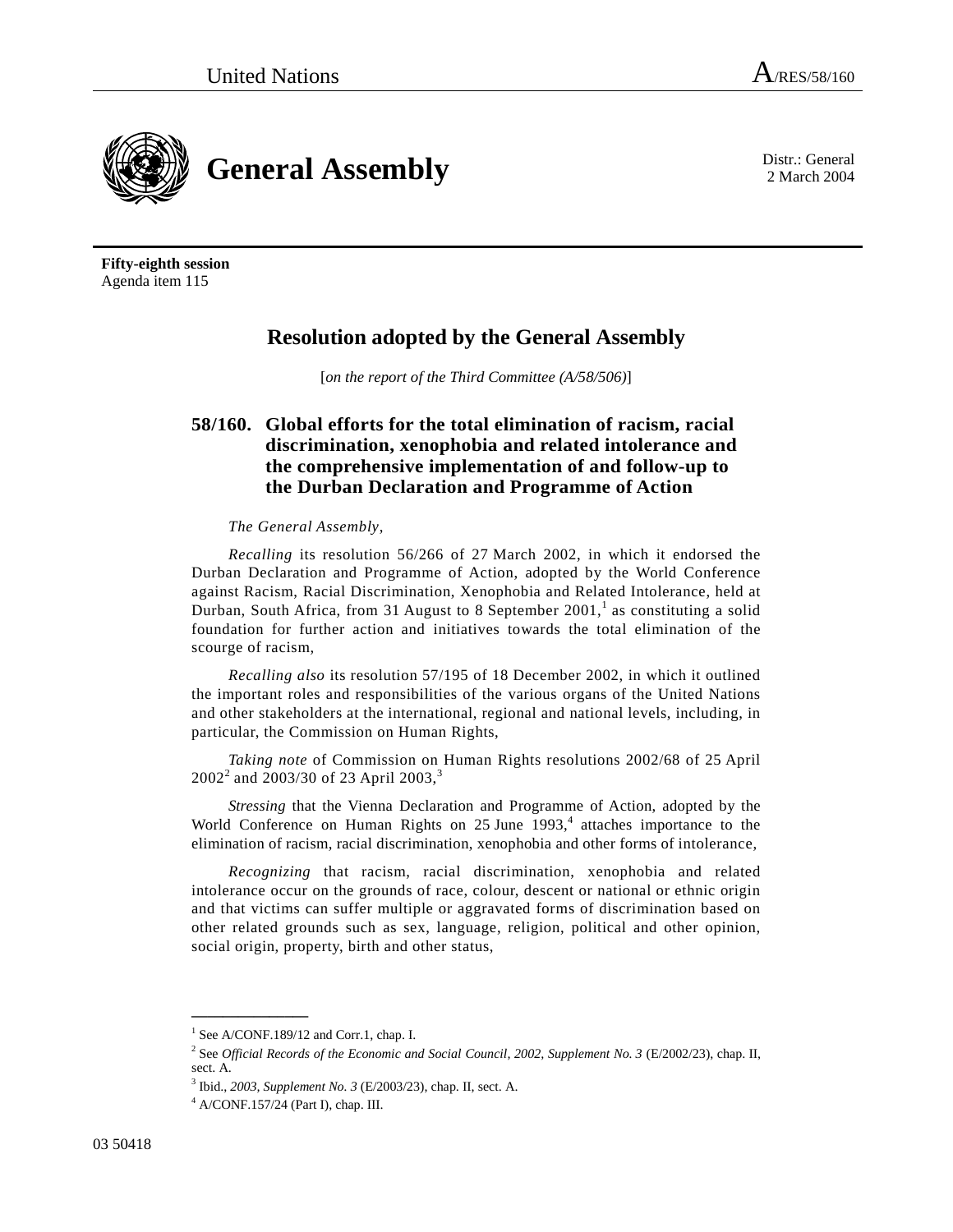United Nations A/RES/58/160

# General Assembly

Distr.: General
2 March 2004

**Fifty-eighth session**
Agenda item 115

## Resolution adopted by the General Assembly

[*on the report of the Third Committee (A/58/506)*]

### 58/160. Global efforts for the total elimination of racism, racial discrimination, xenophobia and related intolerance and the comprehensive implementation of and follow-up to the Durban Declaration and Programme of Action

*The General Assembly*,

*Recalling* its resolution 56/266 of 27 March 2002, in which it endorsed the Durban Declaration and Programme of Action, adopted by the World Conference against Racism, Racial Discrimination, Xenophobia and Related Intolerance, held at Durban, South Africa, from 31 August to 8 September 2001,[1] as constituting a solid foundation for further action and initiatives towards the total elimination of the scourge of racism,

*Recalling also* its resolution 57/195 of 18 December 2002, in which it outlined the important roles and responsibilities of the various organs of the United Nations and other stakeholders at the international, regional and national levels, including, in particular, the Commission on Human Rights,

*Taking note* of Commission on Human Rights resolutions 2002/68 of 25 April 2002[2] and 2003/30 of 23 April 2003,[3]

*Stressing* that the Vienna Declaration and Programme of Action, adopted by the World Conference on Human Rights on 25 June 1993,[4] attaches importance to the elimination of racism, racial discrimination, xenophobia and other forms of intolerance,

*Recognizing* that racism, racial discrimination, xenophobia and related intolerance occur on the grounds of race, colour, descent or national or ethnic origin and that victims can suffer multiple or aggravated forms of discrimination based on other related grounds such as sex, language, religion, political and other opinion, social origin, property, birth and other status,

---

[1] See A/CONF.189/12 and Corr.1, chap. I.

[2] See *Official Records of the Economic and Social Council, 2002, Supplement No. 3* (E/2002/23), chap. II, sect. A.

[3] Ibid., *2003, Supplement No. 3* (E/2003/23), chap. II, sect. A.

[4] A/CONF.157/24 (Part I), chap. III.

03 50418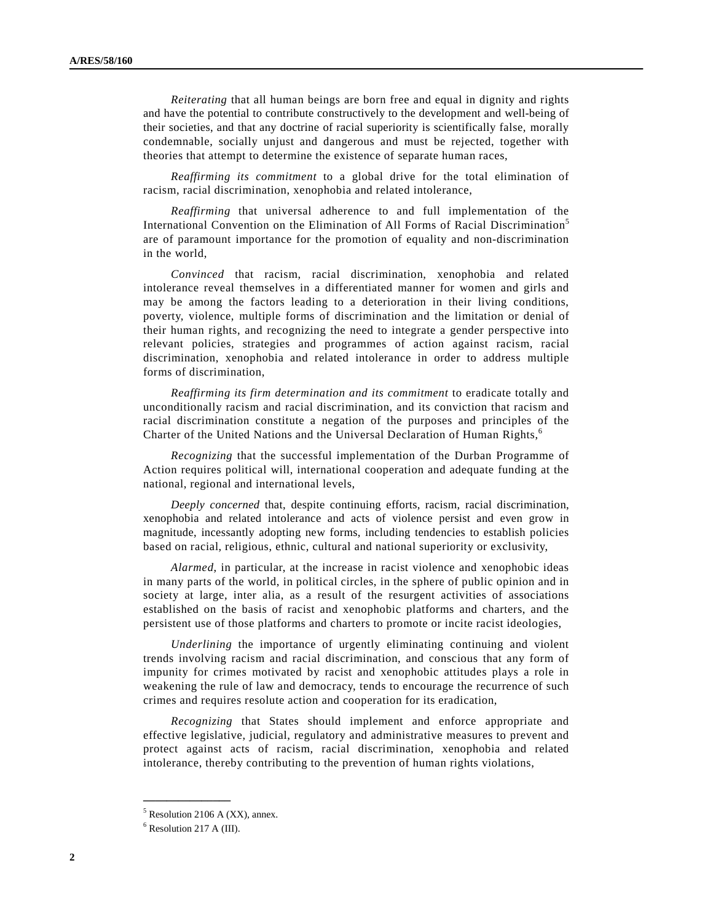*Reiterating* that all human beings are born free and equal in dignity and rights and have the potential to contribute constructively to the development and well-being of their societies, and that any doctrine of racial superiority is scientifically false, morally condemnable, socially unjust and dangerous and must be rejected, together with theories that attempt to determine the existence of separate human races,

*Reaffirming its commitment* to a global drive for the total elimination of racism, racial discrimination, xenophobia and related intolerance,

*Reaffirming* that universal adherence to and full implementation of the International Convention on the Elimination of All Forms of Racial Discrimination[5] are of paramount importance for the promotion of equality and non-discrimination in the world,

*Convinced* that racism, racial discrimination, xenophobia and related intolerance reveal themselves in a differentiated manner for women and girls and may be among the factors leading to a deterioration in their living conditions, poverty, violence, multiple forms of discrimination and the limitation or denial of their human rights, and recognizing the need to integrate a gender perspective into relevant policies, strategies and programmes of action against racism, racial discrimination, xenophobia and related intolerance in order to address multiple forms of discrimination,

*Reaffirming its firm determination and its commitment* to eradicate totally and unconditionally racism and racial discrimination, and its conviction that racism and racial discrimination constitute a negation of the purposes and principles of the Charter of the United Nations and the Universal Declaration of Human Rights,[6]

*Recognizing* that the successful implementation of the Durban Programme of Action requires political will, international cooperation and adequate funding at the national, regional and international levels,

*Deeply concerned* that, despite continuing efforts, racism, racial discrimination, xenophobia and related intolerance and acts of violence persist and even grow in magnitude, incessantly adopting new forms, including tendencies to establish policies based on racial, religious, ethnic, cultural and national superiority or exclusivity,

*Alarmed*, in particular, at the increase in racist violence and xenophobic ideas in many parts of the world, in political circles, in the sphere of public opinion and in society at large, inter alia, as a result of the resurgent activities of associations established on the basis of racist and xenophobic platforms and charters, and the persistent use of those platforms and charters to promote or incite racist ideologies,

*Underlining* the importance of urgently eliminating continuing and violent trends involving racism and racial discrimination, and conscious that any form of impunity for crimes motivated by racist and xenophobic attitudes plays a role in weakening the rule of law and democracy, tends to encourage the recurrence of such crimes and requires resolute action and cooperation for its eradication,

*Recognizing* that States should implement and enforce appropriate and effective legislative, judicial, regulatory and administrative measures to prevent and protect against acts of racism, racial discrimination, xenophobia and related intolerance, thereby contributing to the prevention of human rights violations,

---

[5] Resolution 2106 A (XX), annex.

[6] Resolution 217 A (III).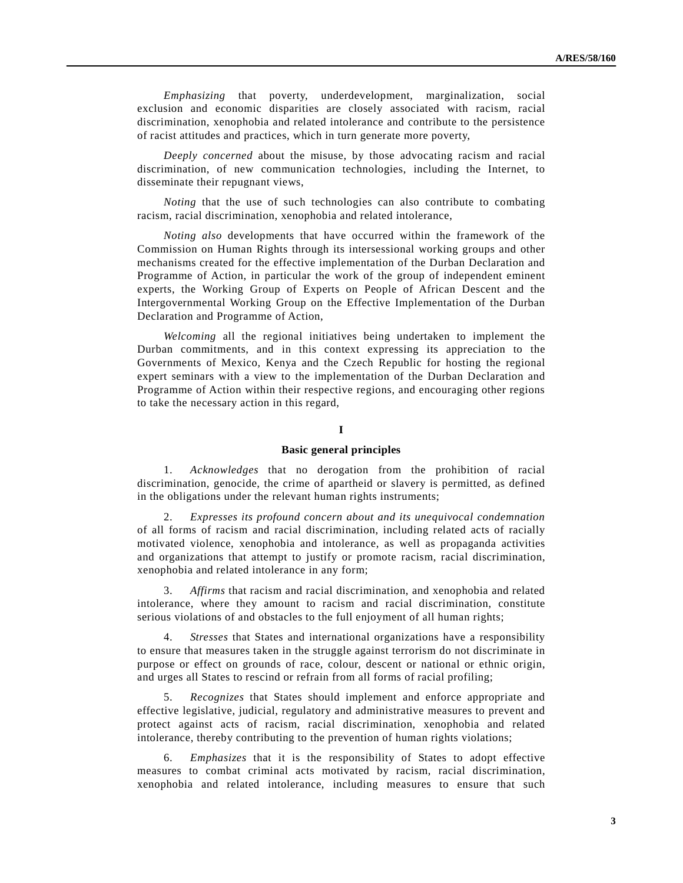*Emphasizing* that poverty, underdevelopment, marginalization, social exclusion and economic disparities are closely associated with racism, racial discrimination, xenophobia and related intolerance and contribute to the persistence of racist attitudes and practices, which in turn generate more poverty,

*Deeply concerned* about the misuse, by those advocating racism and racial discrimination, of new communication technologies, including the Internet, to disseminate their repugnant views,

*Noting* that the use of such technologies can also contribute to combating racism, racial discrimination, xenophobia and related intolerance,

*Noting also* developments that have occurred within the framework of the Commission on Human Rights through its intersessional working groups and other mechanisms created for the effective implementation of the Durban Declaration and Programme of Action, in particular the work of the group of independent eminent experts, the Working Group of Experts on People of African Descent and the Intergovernmental Working Group on the Effective Implementation of the Durban Declaration and Programme of Action,

*Welcoming* all the regional initiatives being undertaken to implement the Durban commitments, and in this context expressing its appreciation to the Governments of Mexico, Kenya and the Czech Republic for hosting the regional expert seminars with a view to the implementation of the Durban Declaration and Programme of Action within their respective regions, and encouraging other regions to take the necessary action in this regard,

## I

## Basic general principles

1. *Acknowledges* that no derogation from the prohibition of racial discrimination, genocide, the crime of apartheid or slavery is permitted, as defined in the obligations under the relevant human rights instruments;

2. *Expresses its profound concern about and its unequivocal condemnation* of all forms of racism and racial discrimination, including related acts of racially motivated violence, xenophobia and intolerance, as well as propaganda activities and organizations that attempt to justify or promote racism, racial discrimination, xenophobia and related intolerance in any form;

3. *Affirms* that racism and racial discrimination, and xenophobia and related intolerance, where they amount to racism and racial discrimination, constitute serious violations of and obstacles to the full enjoyment of all human rights;

4. *Stresses* that States and international organizations have a responsibility to ensure that measures taken in the struggle against terrorism do not discriminate in purpose or effect on grounds of race, colour, descent or national or ethnic origin, and urges all States to rescind or refrain from all forms of racial profiling;

5. *Recognizes* that States should implement and enforce appropriate and effective legislative, judicial, regulatory and administrative measures to prevent and protect against acts of racism, racial discrimination, xenophobia and related intolerance, thereby contributing to the prevention of human rights violations;

6. *Emphasizes* that it is the responsibility of States to adopt effective measures to combat criminal acts motivated by racism, racial discrimination, xenophobia and related intolerance, including measures to ensure that such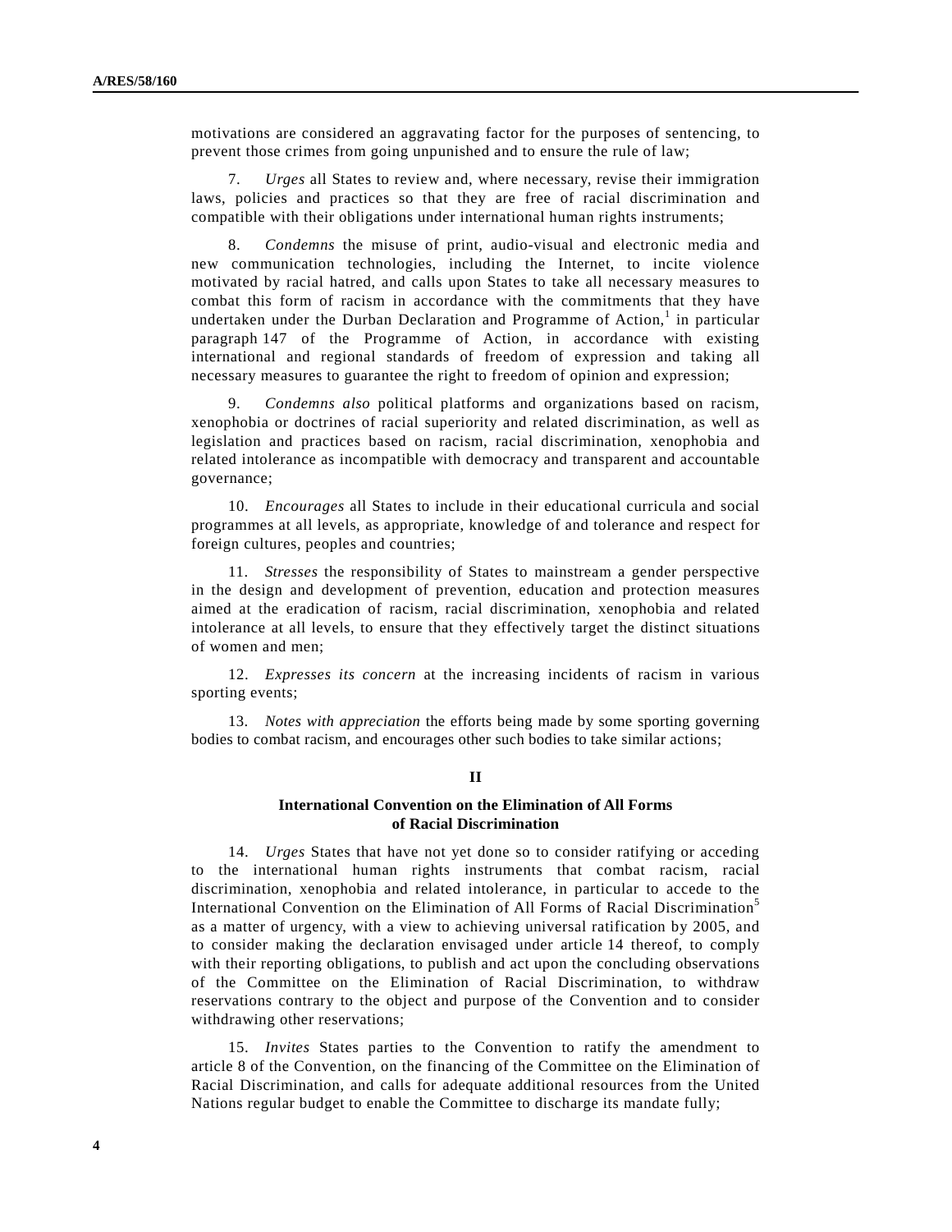motivations are considered an aggravating factor for the purposes of sentencing, to prevent those crimes from going unpunished and to ensure the rule of law;

7. *Urges* all States to review and, where necessary, revise their immigration laws, policies and practices so that they are free of racial discrimination and compatible with their obligations under international human rights instruments;

8. *Condemns* the misuse of print, audio-visual and electronic media and new communication technologies, including the Internet, to incite violence motivated by racial hatred, and calls upon States to take all necessary measures to combat this form of racism in accordance with the commitments that they have undertaken under the Durban Declaration and Programme of Action,[1] in particular paragraph 147 of the Programme of Action, in accordance with existing international and regional standards of freedom of expression and taking all necessary measures to guarantee the right to freedom of opinion and expression;

9. *Condemns also* political platforms and organizations based on racism, xenophobia or doctrines of racial superiority and related discrimination, as well as legislation and practices based on racism, racial discrimination, xenophobia and related intolerance as incompatible with democracy and transparent and accountable governance;

10. *Encourages* all States to include in their educational curricula and social programmes at all levels, as appropriate, knowledge of and tolerance and respect for foreign cultures, peoples and countries;

11. *Stresses* the responsibility of States to mainstream a gender perspective in the design and development of prevention, education and protection measures aimed at the eradication of racism, racial discrimination, xenophobia and related intolerance at all levels, to ensure that they effectively target the distinct situations of women and men;

12. *Expresses its concern* at the increasing incidents of racism in various sporting events;

13. *Notes with appreciation* the efforts being made by some sporting governing bodies to combat racism, and encourages other such bodies to take similar actions;

## II

### International Convention on the Elimination of All Forms of Racial Discrimination

14. *Urges* States that have not yet done so to consider ratifying or acceding to the international human rights instruments that combat racism, racial discrimination, xenophobia and related intolerance, in particular to accede to the International Convention on the Elimination of All Forms of Racial Discrimination[5] as a matter of urgency, with a view to achieving universal ratification by 2005, and to consider making the declaration envisaged under article 14 thereof, to comply with their reporting obligations, to publish and act upon the concluding observations of the Committee on the Elimination of Racial Discrimination, to withdraw reservations contrary to the object and purpose of the Convention and to consider withdrawing other reservations;

15. *Invites* States parties to the Convention to ratify the amendment to article 8 of the Convention, on the financing of the Committee on the Elimination of Racial Discrimination, and calls for adequate additional resources from the United Nations regular budget to enable the Committee to discharge its mandate fully;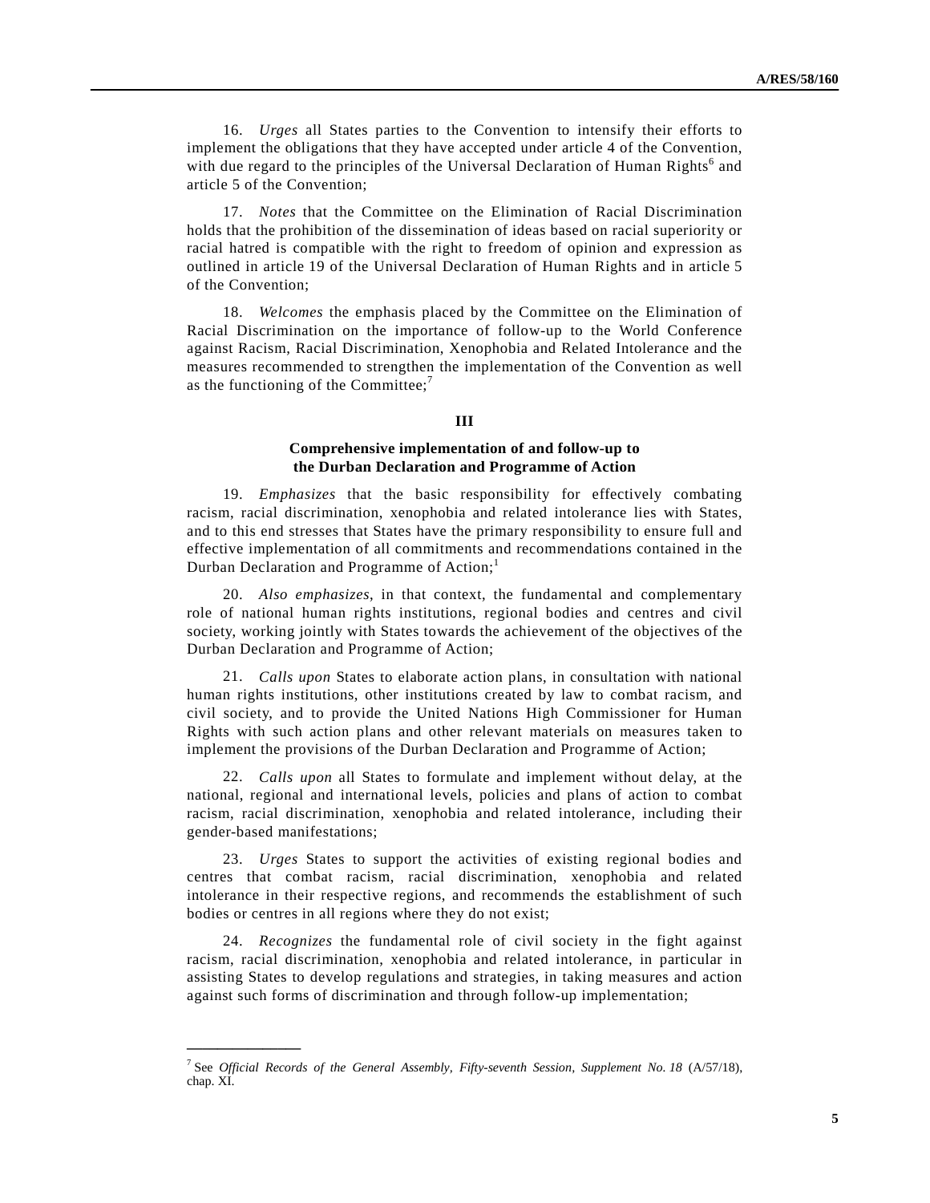16. *Urges* all States parties to the Convention to intensify their efforts to implement the obligations that they have accepted under article 4 of the Convention, with due regard to the principles of the Universal Declaration of Human Rights[6] and article 5 of the Convention;

17. *Notes* that the Committee on the Elimination of Racial Discrimination holds that the prohibition of the dissemination of ideas based on racial superiority or racial hatred is compatible with the right to freedom of opinion and expression as outlined in article 19 of the Universal Declaration of Human Rights and in article 5 of the Convention;

18. *Welcomes* the emphasis placed by the Committee on the Elimination of Racial Discrimination on the importance of follow-up to the World Conference against Racism, Racial Discrimination, Xenophobia and Related Intolerance and the measures recommended to strengthen the implementation of the Convention as well as the functioning of the Committee;[7]

## III

### Comprehensive implementation of and follow-up to the Durban Declaration and Programme of Action

19. *Emphasizes* that the basic responsibility for effectively combating racism, racial discrimination, xenophobia and related intolerance lies with States, and to this end stresses that States have the primary responsibility to ensure full and effective implementation of all commitments and recommendations contained in the Durban Declaration and Programme of Action;[1]

20. *Also emphasizes*, in that context, the fundamental and complementary role of national human rights institutions, regional bodies and centres and civil society, working jointly with States towards the achievement of the objectives of the Durban Declaration and Programme of Action;

21. *Calls upon* States to elaborate action plans, in consultation with national human rights institutions, other institutions created by law to combat racism, and civil society, and to provide the United Nations High Commissioner for Human Rights with such action plans and other relevant materials on measures taken to implement the provisions of the Durban Declaration and Programme of Action;

22. *Calls upon* all States to formulate and implement without delay, at the national, regional and international levels, policies and plans of action to combat racism, racial discrimination, xenophobia and related intolerance, including their gender-based manifestations;

23. *Urges* States to support the activities of existing regional bodies and centres that combat racism, racial discrimination, xenophobia and related intolerance in their respective regions, and recommends the establishment of such bodies or centres in all regions where they do not exist;

24. *Recognizes* the fundamental role of civil society in the fight against racism, racial discrimination, xenophobia and related intolerance, in particular in assisting States to develop regulations and strategies, in taking measures and action against such forms of discrimination and through follow-up implementation;

---

[7] See *Official Records of the General Assembly, Fifty-seventh Session, Supplement No. 18* (A/57/18), chap. XI.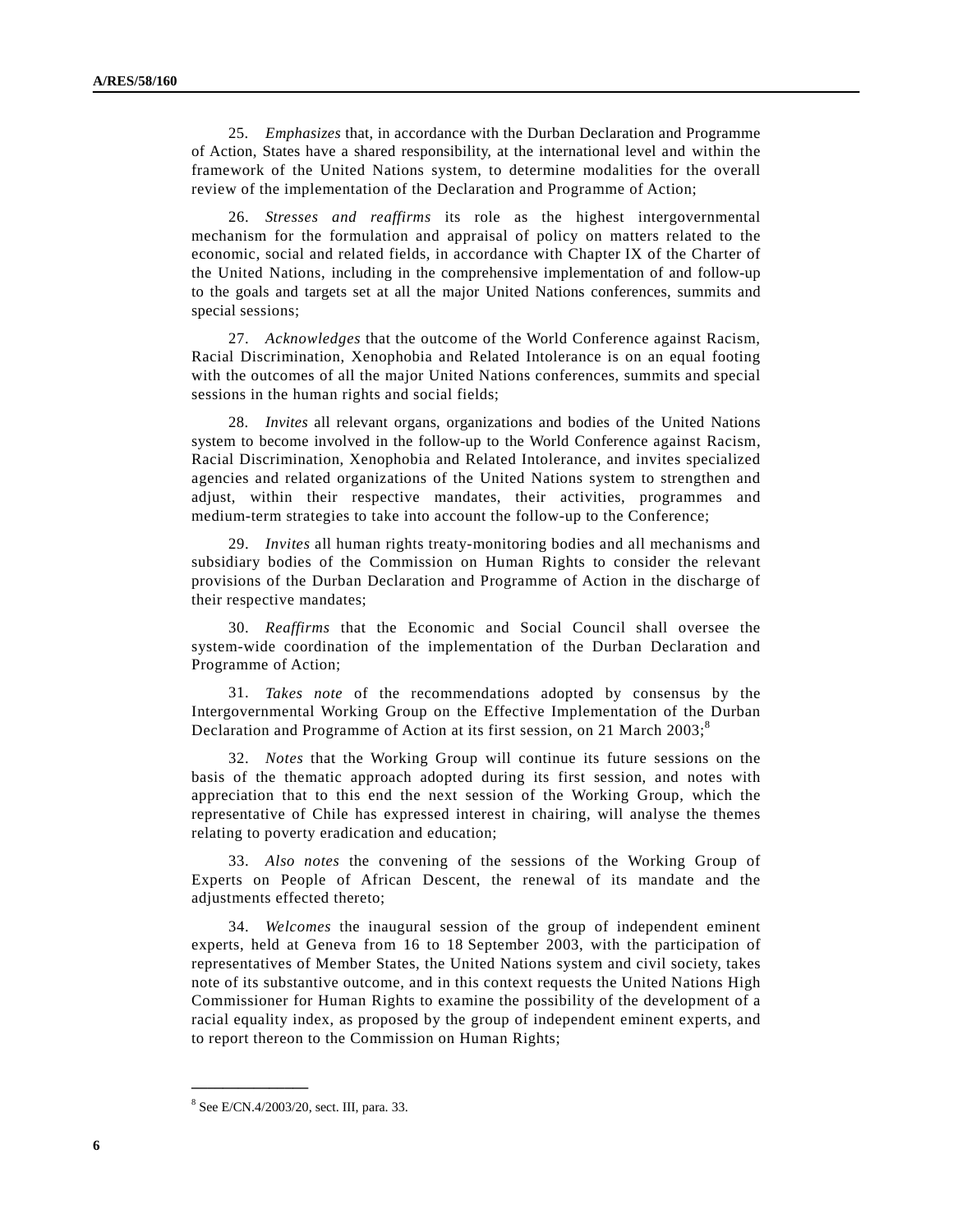25. *Emphasizes* that, in accordance with the Durban Declaration and Programme of Action, States have a shared responsibility, at the international level and within the framework of the United Nations system, to determine modalities for the overall review of the implementation of the Declaration and Programme of Action;

26. *Stresses and reaffirms* its role as the highest intergovernmental mechanism for the formulation and appraisal of policy on matters related to the economic, social and related fields, in accordance with Chapter IX of the Charter of the United Nations, including in the comprehensive implementation of and follow-up to the goals and targets set at all the major United Nations conferences, summits and special sessions;

27. *Acknowledges* that the outcome of the World Conference against Racism, Racial Discrimination, Xenophobia and Related Intolerance is on an equal footing with the outcomes of all the major United Nations conferences, summits and special sessions in the human rights and social fields;

28. *Invites* all relevant organs, organizations and bodies of the United Nations system to become involved in the follow-up to the World Conference against Racism, Racial Discrimination, Xenophobia and Related Intolerance, and invites specialized agencies and related organizations of the United Nations system to strengthen and adjust, within their respective mandates, their activities, programmes and medium-term strategies to take into account the follow-up to the Conference;

29. *Invites* all human rights treaty-monitoring bodies and all mechanisms and subsidiary bodies of the Commission on Human Rights to consider the relevant provisions of the Durban Declaration and Programme of Action in the discharge of their respective mandates;

30. *Reaffirms* that the Economic and Social Council shall oversee the system-wide coordination of the implementation of the Durban Declaration and Programme of Action;

31. *Takes note* of the recommendations adopted by consensus by the Intergovernmental Working Group on the Effective Implementation of the Durban Declaration and Programme of Action at its first session, on 21 March 2003;[8]

32. *Notes* that the Working Group will continue its future sessions on the basis of the thematic approach adopted during its first session, and notes with appreciation that to this end the next session of the Working Group, which the representative of Chile has expressed interest in chairing, will analyse the themes relating to poverty eradication and education;

33. *Also notes* the convening of the sessions of the Working Group of Experts on People of African Descent, the renewal of its mandate and the adjustments effected thereto;

34. *Welcomes* the inaugural session of the group of independent eminent experts, held at Geneva from 16 to 18 September 2003, with the participation of representatives of Member States, the United Nations system and civil society, takes note of its substantive outcome, and in this context requests the United Nations High Commissioner for Human Rights to examine the possibility of the development of a racial equality index, as proposed by the group of independent eminent experts, and to report thereon to the Commission on Human Rights;

---

[8] See E/CN.4/2003/20, sect. III, para. 33.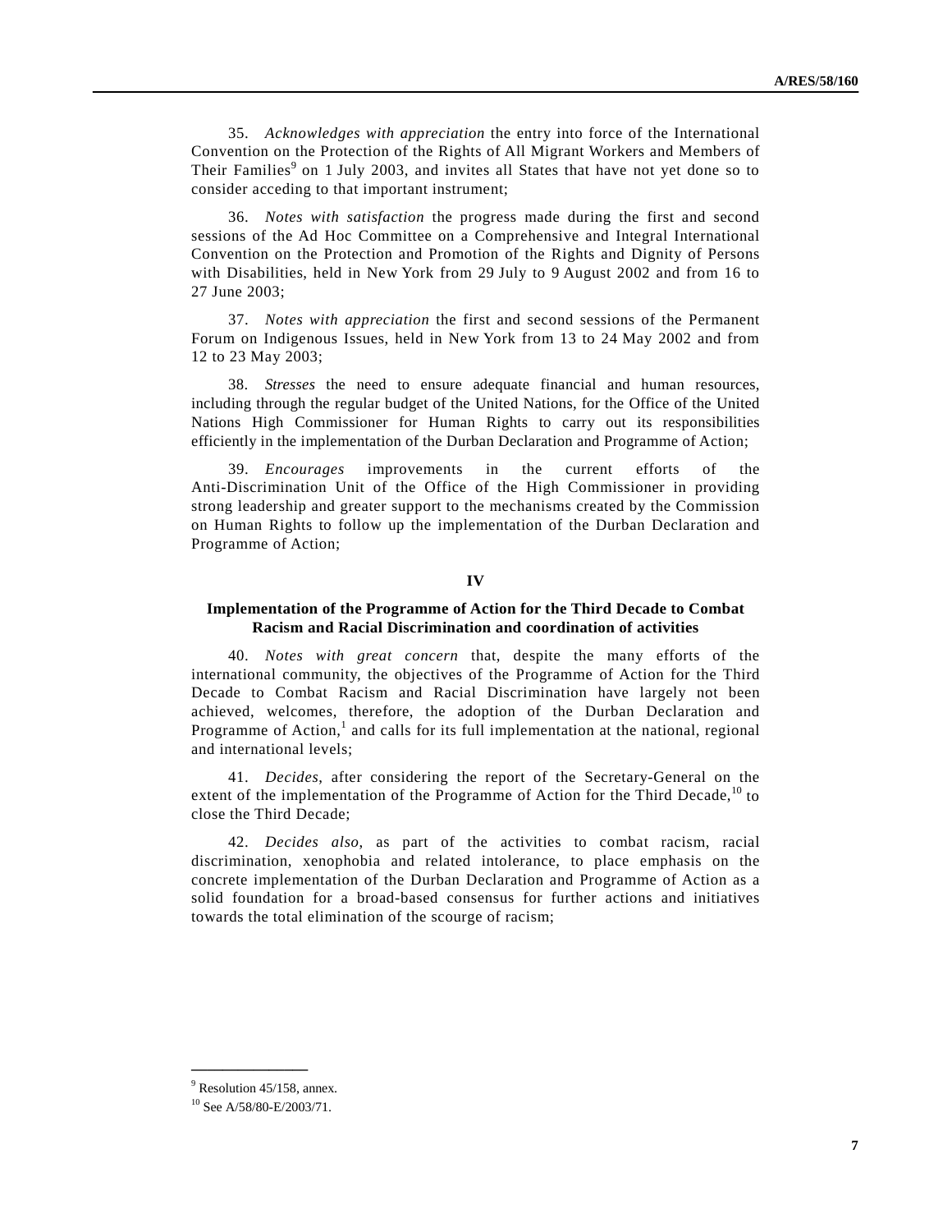35. *Acknowledges with appreciation* the entry into force of the International Convention on the Protection of the Rights of All Migrant Workers and Members of Their Families[9] on 1 July 2003, and invites all States that have not yet done so to consider acceding to that important instrument;

36. *Notes with satisfaction* the progress made during the first and second sessions of the Ad Hoc Committee on a Comprehensive and Integral International Convention on the Protection and Promotion of the Rights and Dignity of Persons with Disabilities, held in New York from 29 July to 9 August 2002 and from 16 to 27 June 2003;

37. *Notes with appreciation* the first and second sessions of the Permanent Forum on Indigenous Issues, held in New York from 13 to 24 May 2002 and from 12 to 23 May 2003;

38. *Stresses* the need to ensure adequate financial and human resources, including through the regular budget of the United Nations, for the Office of the United Nations High Commissioner for Human Rights to carry out its responsibilities efficiently in the implementation of the Durban Declaration and Programme of Action;

39. *Encourages* improvements in the current efforts of the Anti-Discrimination Unit of the Office of the High Commissioner in providing strong leadership and greater support to the mechanisms created by the Commission on Human Rights to follow up the implementation of the Durban Declaration and Programme of Action;

## IV

### Implementation of the Programme of Action for the Third Decade to Combat Racism and Racial Discrimination and coordination of activities

40. *Notes with great concern* that, despite the many efforts of the international community, the objectives of the Programme of Action for the Third Decade to Combat Racism and Racial Discrimination have largely not been achieved, welcomes, therefore, the adoption of the Durban Declaration and Programme of Action,[1] and calls for its full implementation at the national, regional and international levels;

41. *Decides*, after considering the report of the Secretary-General on the extent of the implementation of the Programme of Action for the Third Decade,[10] to close the Third Decade;

42. *Decides also*, as part of the activities to combat racism, racial discrimination, xenophobia and related intolerance, to place emphasis on the concrete implementation of the Durban Declaration and Programme of Action as a solid foundation for a broad-based consensus for further actions and initiatives towards the total elimination of the scourge of racism;

---

[9] Resolution 45/158, annex.

[10] See A/58/80-E/2003/71.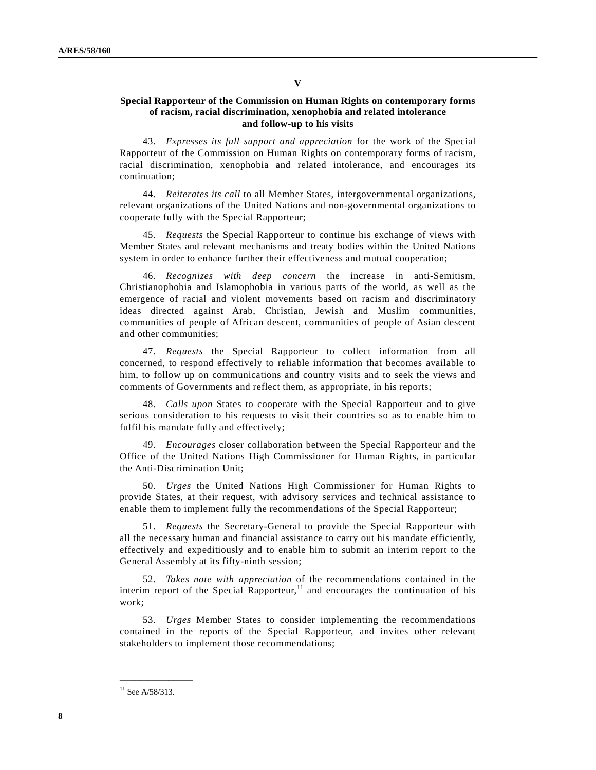## V

### Special Rapporteur of the Commission on Human Rights on contemporary forms of racism, racial discrimination, xenophobia and related intolerance and follow-up to his visits

43. *Expresses its full support and appreciation* for the work of the Special Rapporteur of the Commission on Human Rights on contemporary forms of racism, racial discrimination, xenophobia and related intolerance, and encourages its continuation;

44. *Reiterates its call* to all Member States, intergovernmental organizations, relevant organizations of the United Nations and non-governmental organizations to cooperate fully with the Special Rapporteur;

45. *Requests* the Special Rapporteur to continue his exchange of views with Member States and relevant mechanisms and treaty bodies within the United Nations system in order to enhance further their effectiveness and mutual cooperation;

46. *Recognizes with deep concern* the increase in anti-Semitism, Christianophobia and Islamophobia in various parts of the world, as well as the emergence of racial and violent movements based on racism and discriminatory ideas directed against Arab, Christian, Jewish and Muslim communities, communities of people of African descent, communities of people of Asian descent and other communities;

47. *Requests* the Special Rapporteur to collect information from all concerned, to respond effectively to reliable information that becomes available to him, to follow up on communications and country visits and to seek the views and comments of Governments and reflect them, as appropriate, in his reports;

48. *Calls upon* States to cooperate with the Special Rapporteur and to give serious consideration to his requests to visit their countries so as to enable him to fulfil his mandate fully and effectively;

49. *Encourages* closer collaboration between the Special Rapporteur and the Office of the United Nations High Commissioner for Human Rights, in particular the Anti-Discrimination Unit;

50. *Urges* the United Nations High Commissioner for Human Rights to provide States, at their request, with advisory services and technical assistance to enable them to implement fully the recommendations of the Special Rapporteur;

51. *Requests* the Secretary-General to provide the Special Rapporteur with all the necessary human and financial assistance to carry out his mandate efficiently, effectively and expeditiously and to enable him to submit an interim report to the General Assembly at its fifty-ninth session;

52. *Takes note with appreciation* of the recommendations contained in the interim report of the Special Rapporteur,[11] and encourages the continuation of his work;

53. *Urges* Member States to consider implementing the recommendations contained in the reports of the Special Rapporteur, and invites other relevant stakeholders to implement those recommendations;

---

[11] See A/58/313.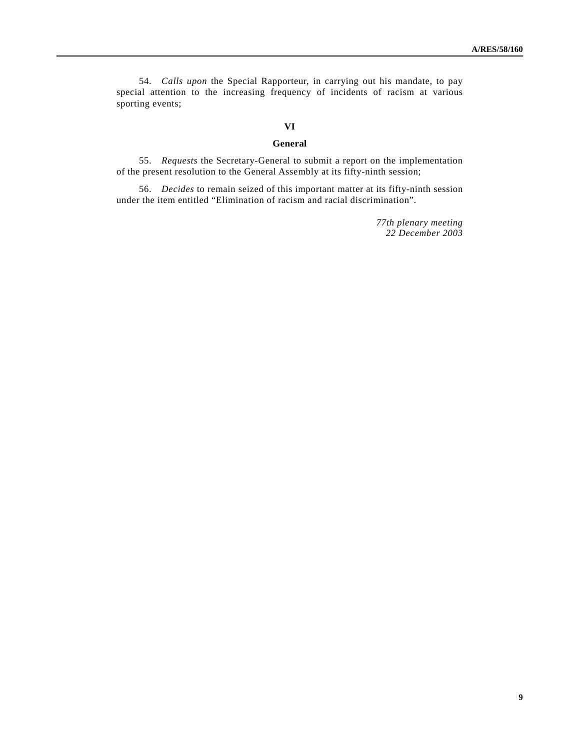54. *Calls upon* the Special Rapporteur, in carrying out his mandate, to pay special attention to the increasing frequency of incidents of racism at various sporting events;

## VI

## General

55. *Requests* the Secretary-General to submit a report on the implementation of the present resolution to the General Assembly at its fifty-ninth session;

56. *Decides* to remain seized of this important matter at its fifty-ninth session under the item entitled "Elimination of racism and racial discrimination".

*77th plenary meeting*
*22 December 2003*